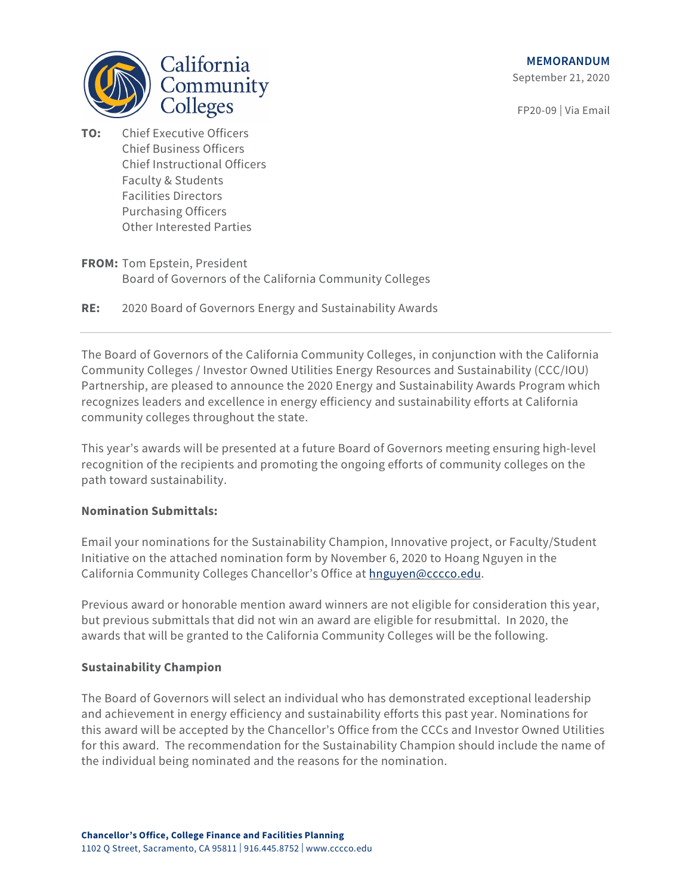California Community Colleges

**MEMORANDUM**

September 21, 2020

FP20-09 | Via Email

**TO:** Chief Executive Officers
Chief Business Officers
Chief Instructional Officers
Faculty & Students
Facilities Directors
Purchasing Officers
Other Interested Parties

**FROM:** Tom Epstein, President
Board of Governors of the California Community Colleges

**RE:** 2020 Board of Governors Energy and Sustainability Awards

---

The Board of Governors of the California Community Colleges, in conjunction with the California Community Colleges / Investor Owned Utilities Energy Resources and Sustainability (CCC/IOU) Partnership, are pleased to announce the 2020 Energy and Sustainability Awards Program which recognizes leaders and excellence in energy efficiency and sustainability efforts at California community colleges throughout the state.

This year's awards will be presented at a future Board of Governors meeting ensuring high-level recognition of the recipients and promoting the ongoing efforts of community colleges on the path toward sustainability.

**Nomination Submittals:**

Email your nominations for the Sustainability Champion, Innovative project, or Faculty/Student Initiative on the attached nomination form by November 6, 2020 to Hoang Nguyen in the California Community Colleges Chancellor's Office at [hnguyen@cccco.edu](mailto:hnguyen@cccco.edu).

Previous award or honorable mention award winners are not eligible for consideration this year, but previous submittals that did not win an award are eligible for resubmittal. In 2020, the awards that will be granted to the California Community Colleges will be the following.

**Sustainability Champion**

The Board of Governors will select an individual who has demonstrated exceptional leadership and achievement in energy efficiency and sustainability efforts this past year. Nominations for this award will be accepted by the Chancellor's Office from the CCCs and Investor Owned Utilities for this award. The recommendation for the Sustainability Champion should include the name of the individual being nominated and the reasons for the nomination.

**Chancellor's Office, College Finance and Facilities Planning**
1102 Q Street, Sacramento, CA 95811 | 916.445.8752 | www.cccco.edu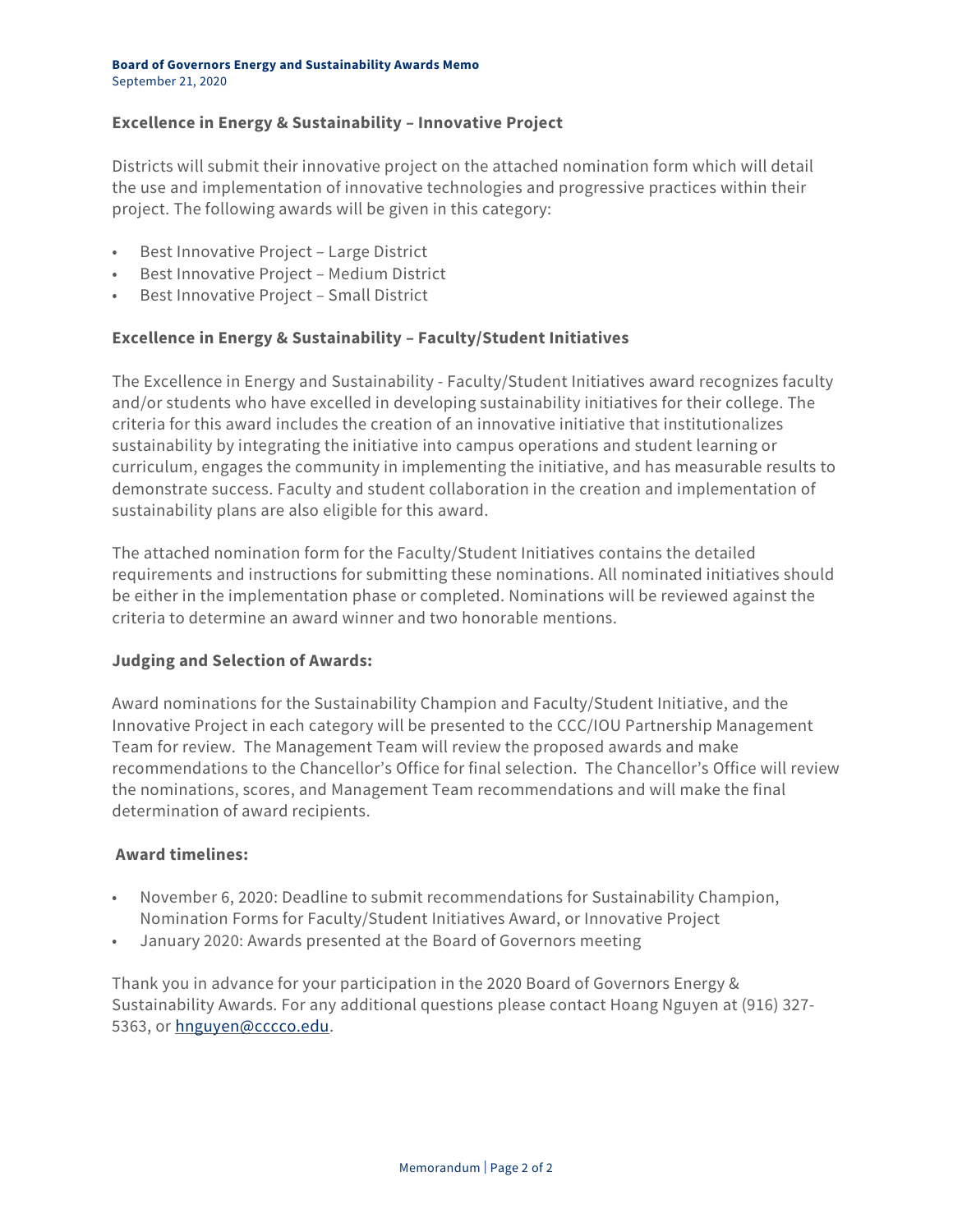### Excellence in Energy & Sustainability – Innovative Project

Districts will submit their innovative project on the attached nomination form which will detail the use and implementation of innovative technologies and progressive practices within their project. The following awards will be given in this category:

- Best Innovative Project – Large District
- Best Innovative Project – Medium District
- Best Innovative Project – Small District

### Excellence in Energy & Sustainability – Faculty/Student Initiatives

The Excellence in Energy and Sustainability - Faculty/Student Initiatives award recognizes faculty and/or students who have excelled in developing sustainability initiatives for their college. The criteria for this award includes the creation of an innovative initiative that institutionalizes sustainability by integrating the initiative into campus operations and student learning or curriculum, engages the community in implementing the initiative, and has measurable results to demonstrate success. Faculty and student collaboration in the creation and implementation of sustainability plans are also eligible for this award.

The attached nomination form for the Faculty/Student Initiatives contains the detailed requirements and instructions for submitting these nominations. All nominated initiatives should be either in the implementation phase or completed. Nominations will be reviewed against the criteria to determine an award winner and two honorable mentions.

### Judging and Selection of Awards:

Award nominations for the Sustainability Champion and Faculty/Student Initiative, and the Innovative Project in each category will be presented to the CCC/IOU Partnership Management Team for review. The Management Team will review the proposed awards and make recommendations to the Chancellor's Office for final selection. The Chancellor's Office will review the nominations, scores, and Management Team recommendations and will make the final determination of award recipients.

### Award timelines:

- November 6, 2020: Deadline to submit recommendations for Sustainability Champion, Nomination Forms for Faculty/Student Initiatives Award, or Innovative Project
- January 2020: Awards presented at the Board of Governors meeting

Thank you in advance for your participation in the 2020 Board of Governors Energy & Sustainability Awards. For any additional questions please contact Hoang Nguyen at (916) 327-5363, or hnguyen@cccco.edu.